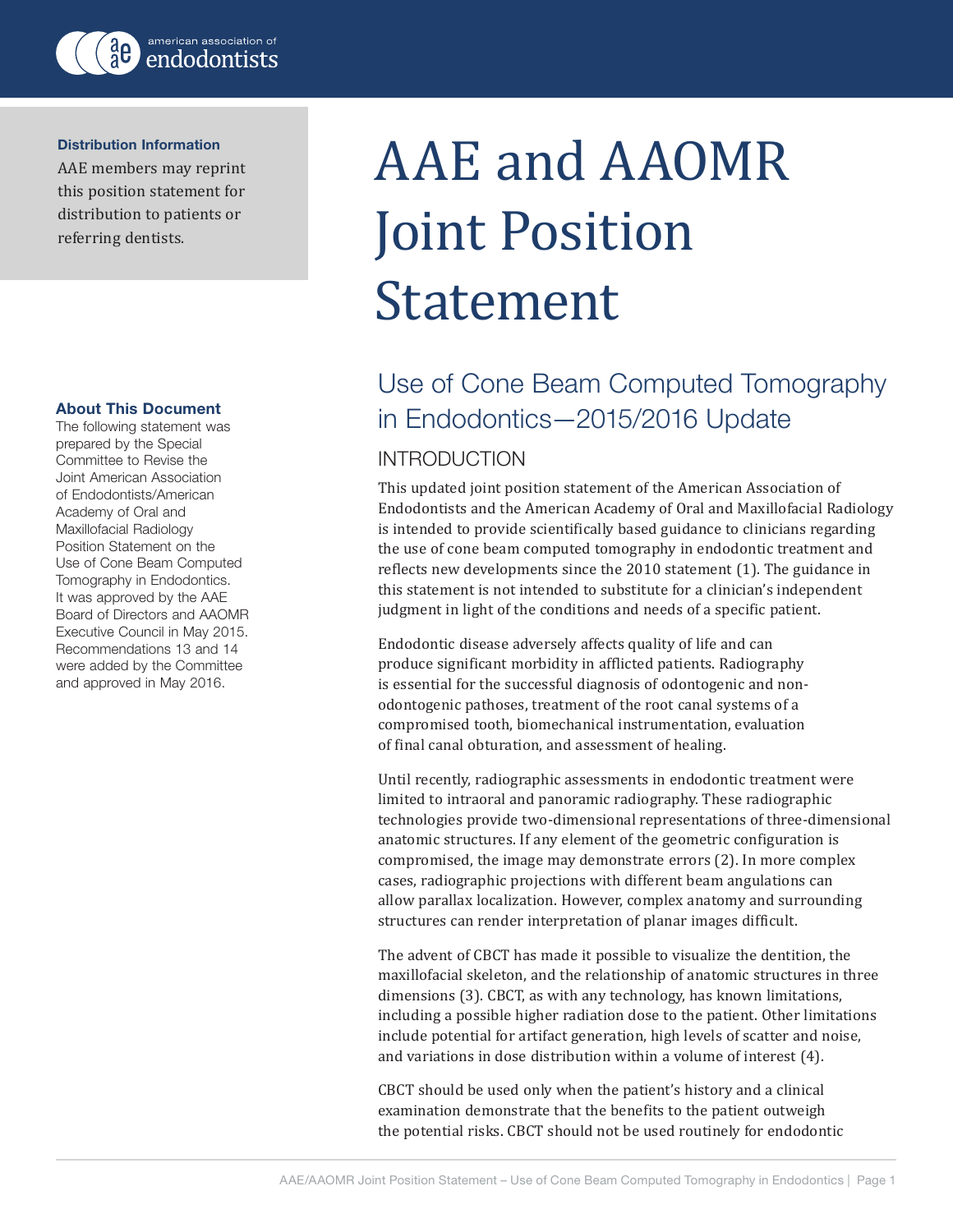american association of endodontists

**Distribution Information**

AAE members may reprint this position statement for distribution to patients or referring dentists.

# AAE and AAOMR Joint Position Statement

## Use of Cone Beam Computed Tomography in Endodontics—2015/2016 Update

**About This Document**

The following statement was prepared by the Special Committee to Revise the Joint American Association of Endodontists/American Academy of Oral and Maxillofacial Radiology Position Statement on the Use of Cone Beam Computed Tomography in Endodontics. It was approved by the AAE Board of Directors and AAOMR Executive Council in May 2015. Recommendations 13 and 14 were added by the Committee and approved in May 2016.

### INTRODUCTION

This updated joint position statement of the American Association of Endodontists and the American Academy of Oral and Maxillofacial Radiology is intended to provide scientifically based guidance to clinicians regarding the use of cone beam computed tomography in endodontic treatment and reflects new developments since the 2010 statement (1). The guidance in this statement is not intended to substitute for a clinician's independent judgment in light of the conditions and needs of a specific patient.

Endodontic disease adversely affects quality of life and can produce significant morbidity in afflicted patients. Radiography is essential for the successful diagnosis of odontogenic and non-odontogenic pathoses, treatment of the root canal systems of a compromised tooth, biomechanical instrumentation, evaluation of final canal obturation, and assessment of healing.

Until recently, radiographic assessments in endodontic treatment were limited to intraoral and panoramic radiography. These radiographic technologies provide two-dimensional representations of three-dimensional anatomic structures. If any element of the geometric configuration is compromised, the image may demonstrate errors (2). In more complex cases, radiographic projections with different beam angulations can allow parallax localization. However, complex anatomy and surrounding structures can render interpretation of planar images difficult.

The advent of CBCT has made it possible to visualize the dentition, the maxillofacial skeleton, and the relationship of anatomic structures in three dimensions (3). CBCT, as with any technology, has known limitations, including a possible higher radiation dose to the patient. Other limitations include potential for artifact generation, high levels of scatter and noise, and variations in dose distribution within a volume of interest (4).

CBCT should be used only when the patient's history and a clinical examination demonstrate that the benefits to the patient outweigh the potential risks. CBCT should not be used routinely for endodontic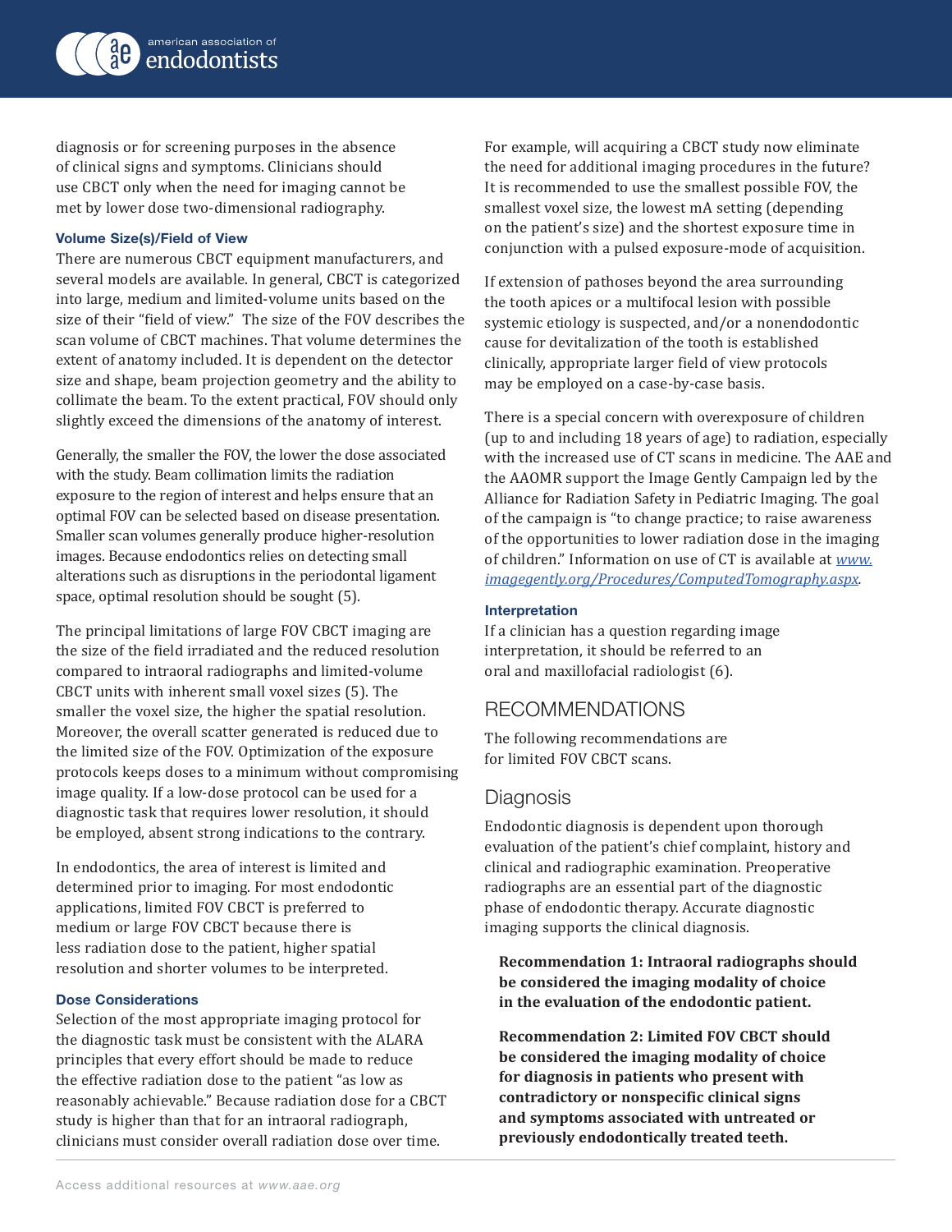diagnosis or for screening purposes in the absence of clinical signs and symptoms. Clinicians should use CBCT only when the need for imaging cannot be met by lower dose two-dimensional radiography.

### Volume Size(s)/Field of View

There are numerous CBCT equipment manufacturers, and several models are available. In general, CBCT is categorized into large, medium and limited-volume units based on the size of their "field of view." The size of the FOV describes the scan volume of CBCT machines. That volume determines the extent of anatomy included. It is dependent on the detector size and shape, beam projection geometry and the ability to collimate the beam. To the extent practical, FOV should only slightly exceed the dimensions of the anatomy of interest.

Generally, the smaller the FOV, the lower the dose associated with the study. Beam collimation limits the radiation exposure to the region of interest and helps ensure that an optimal FOV can be selected based on disease presentation. Smaller scan volumes generally produce higher-resolution images. Because endodontics relies on detecting small alterations such as disruptions in the periodontal ligament space, optimal resolution should be sought (5).

The principal limitations of large FOV CBCT imaging are the size of the field irradiated and the reduced resolution compared to intraoral radiographs and limited-volume CBCT units with inherent small voxel sizes (5). The smaller the voxel size, the higher the spatial resolution. Moreover, the overall scatter generated is reduced due to the limited size of the FOV. Optimization of the exposure protocols keeps doses to a minimum without compromising image quality. If a low-dose protocol can be used for a diagnostic task that requires lower resolution, it should be employed, absent strong indications to the contrary.

In endodontics, the area of interest is limited and determined prior to imaging. For most endodontic applications, limited FOV CBCT is preferred to medium or large FOV CBCT because there is less radiation dose to the patient, higher spatial resolution and shorter volumes to be interpreted.

### Dose Considerations

Selection of the most appropriate imaging protocol for the diagnostic task must be consistent with the ALARA principles that every effort should be made to reduce the effective radiation dose to the patient "as low as reasonably achievable." Because radiation dose for a CBCT study is higher than that for an intraoral radiograph, clinicians must consider overall radiation dose over time. For example, will acquiring a CBCT study now eliminate the need for additional imaging procedures in the future? It is recommended to use the smallest possible FOV, the smallest voxel size, the lowest mA setting (depending on the patient's size) and the shortest exposure time in conjunction with a pulsed exposure-mode of acquisition.

If extension of pathoses beyond the area surrounding the tooth apices or a multifocal lesion with possible systemic etiology is suspected, and/or a nonendodontic cause for devitalization of the tooth is established clinically, appropriate larger field of view protocols may be employed on a case-by-case basis.

There is a special concern with overexposure of children (up to and including 18 years of age) to radiation, especially with the increased use of CT scans in medicine. The AAE and the AAOMR support the Image Gently Campaign led by the Alliance for Radiation Safety in Pediatric Imaging. The goal of the campaign is "to change practice; to raise awareness of the opportunities to lower radiation dose in the imaging of children." Information on use of CT is available at *www.imagegently.org/Procedures/ComputedTomography.aspx*.

### Interpretation

If a clinician has a question regarding image interpretation, it should be referred to an oral and maxillofacial radiologist (6).

## RECOMMENDATIONS

The following recommendations are for limited FOV CBCT scans.

## Diagnosis

Endodontic diagnosis is dependent upon thorough evaluation of the patient's chief complaint, history and clinical and radiographic examination. Preoperative radiographs are an essential part of the diagnostic phase of endodontic therapy. Accurate diagnostic imaging supports the clinical diagnosis.

**Recommendation 1: Intraoral radiographs should be considered the imaging modality of choice in the evaluation of the endodontic patient.**

**Recommendation 2: Limited FOV CBCT should be considered the imaging modality of choice for diagnosis in patients who present with contradictory or nonspecific clinical signs and symptoms associated with untreated or previously endodontically treated teeth.**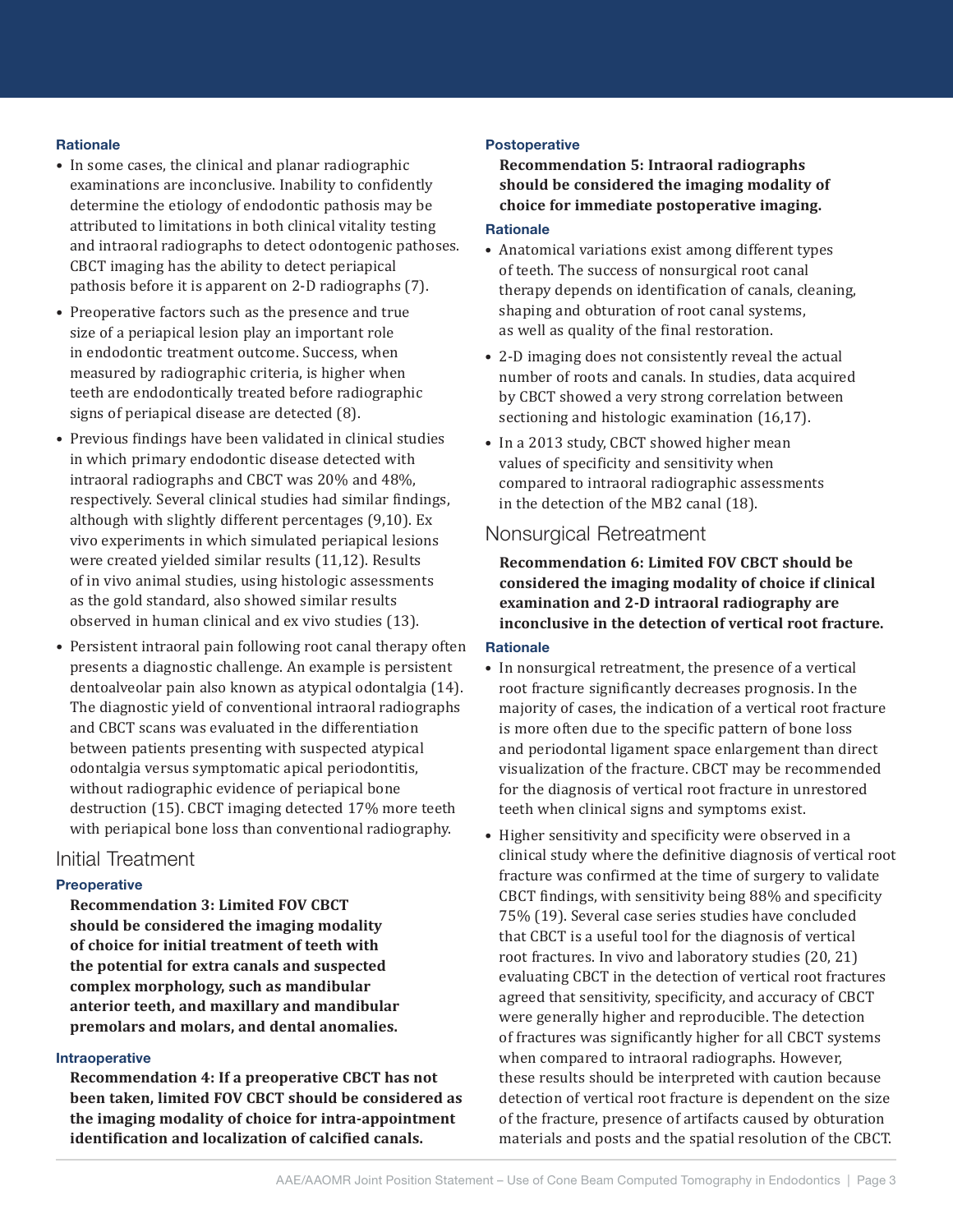#### Rationale

- In some cases, the clinical and planar radiographic examinations are inconclusive. Inability to confidently determine the etiology of endodontic pathosis may be attributed to limitations in both clinical vitality testing and intraoral radiographs to detect odontogenic pathoses. CBCT imaging has the ability to detect periapical pathosis before it is apparent on 2-D radiographs (7).
- Preoperative factors such as the presence and true size of a periapical lesion play an important role in endodontic treatment outcome. Success, when measured by radiographic criteria, is higher when teeth are endodontically treated before radiographic signs of periapical disease are detected (8).
- Previous findings have been validated in clinical studies in which primary endodontic disease detected with intraoral radiographs and CBCT was 20% and 48%, respectively. Several clinical studies had similar findings, although with slightly different percentages (9,10). Ex vivo experiments in which simulated periapical lesions were created yielded similar results (11,12). Results of in vivo animal studies, using histologic assessments as the gold standard, also showed similar results observed in human clinical and ex vivo studies (13).
- Persistent intraoral pain following root canal therapy often presents a diagnostic challenge. An example is persistent dentoalveolar pain also known as atypical odontalgia (14). The diagnostic yield of conventional intraoral radiographs and CBCT scans was evaluated in the differentiation between patients presenting with suspected atypical odontalgia versus symptomatic apical periodontitis, without radiographic evidence of periapical bone destruction (15). CBCT imaging detected 17% more teeth with periapical bone loss than conventional radiography.

## Initial Treatment

#### Preoperative

**Recommendation 3: Limited FOV CBCT should be considered the imaging modality of choice for initial treatment of teeth with the potential for extra canals and suspected complex morphology, such as mandibular anterior teeth, and maxillary and mandibular premolars and molars, and dental anomalies.**

#### Intraoperative

**Recommendation 4: If a preoperative CBCT has not been taken, limited FOV CBCT should be considered as the imaging modality of choice for intra-appointment identification and localization of calcified canals.**

#### Postoperative

**Recommendation 5: Intraoral radiographs should be considered the imaging modality of choice for immediate postoperative imaging.**

#### Rationale

- Anatomical variations exist among different types of teeth. The success of nonsurgical root canal therapy depends on identification of canals, cleaning, shaping and obturation of root canal systems, as well as quality of the final restoration.
- 2-D imaging does not consistently reveal the actual number of roots and canals. In studies, data acquired by CBCT showed a very strong correlation between sectioning and histologic examination (16,17).
- In a 2013 study, CBCT showed higher mean values of specificity and sensitivity when compared to intraoral radiographic assessments in the detection of the MB2 canal (18).

## Nonsurgical Retreatment

**Recommendation 6: Limited FOV CBCT should be considered the imaging modality of choice if clinical examination and 2-D intraoral radiography are inconclusive in the detection of vertical root fracture.**

#### Rationale

- In nonsurgical retreatment, the presence of a vertical root fracture significantly decreases prognosis. In the majority of cases, the indication of a vertical root fracture is more often due to the specific pattern of bone loss and periodontal ligament space enlargement than direct visualization of the fracture. CBCT may be recommended for the diagnosis of vertical root fracture in unrestored teeth when clinical signs and symptoms exist.
- Higher sensitivity and specificity were observed in a clinical study where the definitive diagnosis of vertical root fracture was confirmed at the time of surgery to validate CBCT findings, with sensitivity being 88% and specificity 75% (19). Several case series studies have concluded that CBCT is a useful tool for the diagnosis of vertical root fractures. In vivo and laboratory studies (20, 21) evaluating CBCT in the detection of vertical root fractures agreed that sensitivity, specificity, and accuracy of CBCT were generally higher and reproducible. The detection of fractures was significantly higher for all CBCT systems when compared to intraoral radiographs. However, these results should be interpreted with caution because detection of vertical root fracture is dependent on the size of the fracture, presence of artifacts caused by obturation materials and posts and the spatial resolution of the CBCT.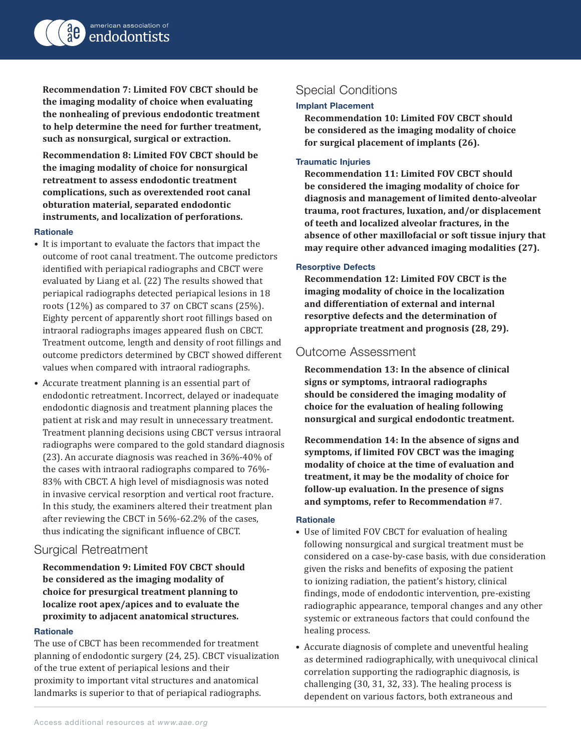**Recommendation 7: Limited FOV CBCT should be the imaging modality of choice when evaluating the nonhealing of previous endodontic treatment to help determine the need for further treatment, such as nonsurgical, surgical or extraction.**

**Recommendation 8: Limited FOV CBCT should be the imaging modality of choice for nonsurgical retreatment to assess endodontic treatment complications, such as overextended root canal obturation material, separated endodontic instruments, and localization of perforations.**

### Rationale

- It is important to evaluate the factors that impact the outcome of root canal treatment. The outcome predictors identified with periapical radiographs and CBCT were evaluated by Liang et al. (22) The results showed that periapical radiographs detected periapical lesions in 18 roots (12%) as compared to 37 on CBCT scans (25%). Eighty percent of apparently short root fillings based on intraoral radiographs images appeared flush on CBCT. Treatment outcome, length and density of root fillings and outcome predictors determined by CBCT showed different values when compared with intraoral radiographs.
- Accurate treatment planning is an essential part of endodontic retreatment. Incorrect, delayed or inadequate endodontic diagnosis and treatment planning places the patient at risk and may result in unnecessary treatment. Treatment planning decisions using CBCT versus intraoral radiographs were compared to the gold standard diagnosis (23). An accurate diagnosis was reached in 36%-40% of the cases with intraoral radiographs compared to 76%-83% with CBCT. A high level of misdiagnosis was noted in invasive cervical resorption and vertical root fracture. In this study, the examiners altered their treatment plan after reviewing the CBCT in 56%-62.2% of the cases, thus indicating the significant influence of CBCT.

## Surgical Retreatment

**Recommendation 9: Limited FOV CBCT should be considered as the imaging modality of choice for presurgical treatment planning to localize root apex/apices and to evaluate the proximity to adjacent anatomical structures.**

### Rationale

The use of CBCT has been recommended for treatment planning of endodontic surgery (24, 25). CBCT visualization of the true extent of periapical lesions and their proximity to important vital structures and anatomical landmarks is superior to that of periapical radiographs.

## Special Conditions

### Implant Placement

**Recommendation 10: Limited FOV CBCT should be considered as the imaging modality of choice for surgical placement of implants (26).**

### Traumatic Injuries

**Recommendation 11: Limited FOV CBCT should be considered the imaging modality of choice for diagnosis and management of limited dento-alveolar trauma, root fractures, luxation, and/or displacement of teeth and localized alveolar fractures, in the absence of other maxillofacial or soft tissue injury that may require other advanced imaging modalities (27).**

### Resorptive Defects

**Recommendation 12: Limited FOV CBCT is the imaging modality of choice in the localization and differentiation of external and internal resorptive defects and the determination of appropriate treatment and prognosis (28, 29).**

## Outcome Assessment

**Recommendation 13: In the absence of clinical signs or symptoms, intraoral radiographs should be considered the imaging modality of choice for the evaluation of healing following nonsurgical and surgical endodontic treatment.**

**Recommendation 14: In the absence of signs and symptoms, if limited FOV CBCT was the imaging modality of choice at the time of evaluation and treatment, it may be the modality of choice for follow-up evaluation. In the presence of signs and symptoms, refer to Recommendation** #7.

### Rationale

- Use of limited FOV CBCT for evaluation of healing following nonsurgical and surgical treatment must be considered on a case-by-case basis, with due consideration given the risks and benefits of exposing the patient to ionizing radiation, the patient's history, clinical findings, mode of endodontic intervention, pre-existing radiographic appearance, temporal changes and any other systemic or extraneous factors that could confound the healing process.
- Accurate diagnosis of complete and uneventful healing as determined radiographically, with unequivocal clinical correlation supporting the radiographic diagnosis, is challenging (30, 31, 32, 33). The healing process is dependent on various factors, both extraneous and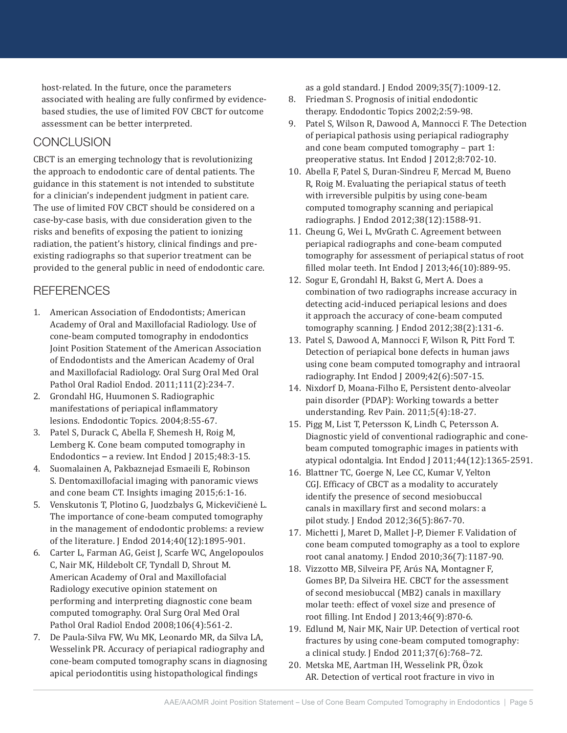host-related. In the future, once the parameters associated with healing are fully confirmed by evidence-based studies, the use of limited FOV CBCT for outcome assessment can be better interpreted.

## CONCLUSION

CBCT is an emerging technology that is revolutionizing the approach to endodontic care of dental patients. The guidance in this statement is not intended to substitute for a clinician's independent judgment in patient care. The use of limited FOV CBCT should be considered on a case-by-case basis, with due consideration given to the risks and benefits of exposing the patient to ionizing radiation, the patient's history, clinical findings and pre-existing radiographs so that superior treatment can be provided to the general public in need of endodontic care.

## REFERENCES

1. American Association of Endodontists; American Academy of Oral and Maxillofacial Radiology. Use of cone-beam computed tomography in endodontics Joint Position Statement of the American Association of Endodontists and the American Academy of Oral and Maxillofacial Radiology. Oral Surg Oral Med Oral Pathol Oral Radiol Endod. 2011;111(2):234-7.
2. Grondahl HG, Huumonen S. Radiographic manifestations of periapical inflammatory lesions. Endodontic Topics. 2004;8:55-67.
3. Patel S, Durack C, Abella F, Shemesh H, Roig M, Lemberg K. Cone beam computed tomography in Endodontics – a review. Int Endod J 2015;48:3-15.
4. Suomalainen A, Pakbaznejad Esmaeili E, Robinson S. Dentomaxillofacial imaging with panoramic views and cone beam CT. Insights imaging 2015;6:1-16.
5. Venskutonis T, Plotino G, Juodzbalys G, Mickevičienė L. The importance of cone-beam computed tomography in the management of endodontic problems: a review of the literature. J Endod 2014;40(12):1895-901.
6. Carter L, Farman AG, Geist J, Scarfe WC, Angelopoulos C, Nair MK, Hildebolt CF, Tyndall D, Shrout M. American Academy of Oral and Maxillofacial Radiology executive opinion statement on performing and interpreting diagnostic cone beam computed tomography. Oral Surg Oral Med Oral Pathol Oral Radiol Endod 2008;106(4):561-2.
7. De Paula-Silva FW, Wu MK, Leonardo MR, da Silva LA, Wesselink PR. Accuracy of periapical radiography and cone-beam computed tomography scans in diagnosing apical periodontitis using histopathological findings as a gold standard. J Endod 2009;35(7):1009-12.
8. Friedman S. Prognosis of initial endodontic therapy. Endodontic Topics 2002;2:59-98.
9. Patel S, Wilson R, Dawood A, Mannocci F. The Detection of periapical pathosis using periapical radiography and cone beam computed tomography – part 1: preoperative status. Int Endod J 2012;8:702-10.
10. Abella F, Patel S, Duran-Sindreu F, Mercad M, Bueno R, Roig M. Evaluating the periapical status of teeth with irreversible pulpitis by using cone-beam computed tomography scanning and periapical radiographs. J Endod 2012;38(12):1588-91.
11. Cheung G, Wei L, MvGrath C. Agreement between periapical radiographs and cone-beam computed tomography for assessment of periapical status of root filled molar teeth. Int Endod J 2013;46(10):889-95.
12. Sogur E, Grondahl H, Bakst G, Mert A. Does a combination of two radiographs increase accuracy in detecting acid-induced periapical lesions and does it approach the accuracy of cone-beam computed tomography scanning. J Endod 2012;38(2):131-6.
13. Patel S, Dawood A, Mannocci F, Wilson R, Pitt Ford T. Detection of periapical bone defects in human jaws using cone beam computed tomography and intraoral radiography. Int Endod J 2009;42(6):507-15.
14. Nixdorf D, Moana-Filho E, Persistent dento-alveolar pain disorder (PDAP): Working towards a better understanding. Rev Pain. 2011;5(4):18-27.
15. Pigg M, List T, Petersson K, Lindh C, Petersson A. Diagnostic yield of conventional radiographic and cone-beam computed tomographic images in patients with atypical odontalgia. Int Endod J 2011;44(12):1365-2591.
16. Blattner TC, Goerge N, Lee CC, Kumar V, Yelton CGJ. Efficacy of CBCT as a modality to accurately identify the presence of second mesiobuccal canals in maxillary first and second molars: a pilot study. J Endod 2012;36(5):867-70.
17. Michetti J, Maret D, Mallet J-P, Diemer F. Validation of cone beam computed tomography as a tool to explore root canal anatomy. J Endod 2010;36(7):1187-90.
18. Vizzotto MB, Silveira PF, Arús NA, Montagner F, Gomes BP, Da Silveira HE. CBCT for the assessment of second mesiobuccal (MB2) canals in maxillary molar teeth: effect of voxel size and presence of root filling. Int Endod J 2013;46(9):870-6.
19. Edlund M, Nair MK, Nair UP. Detection of vertical root fractures by using cone-beam computed tomography: a clinical study. J Endod 2011;37(6):768–72.
20. Metska ME, Aartman IH, Wesselink PR, Özok AR. Detection of vertical root fracture in vivo in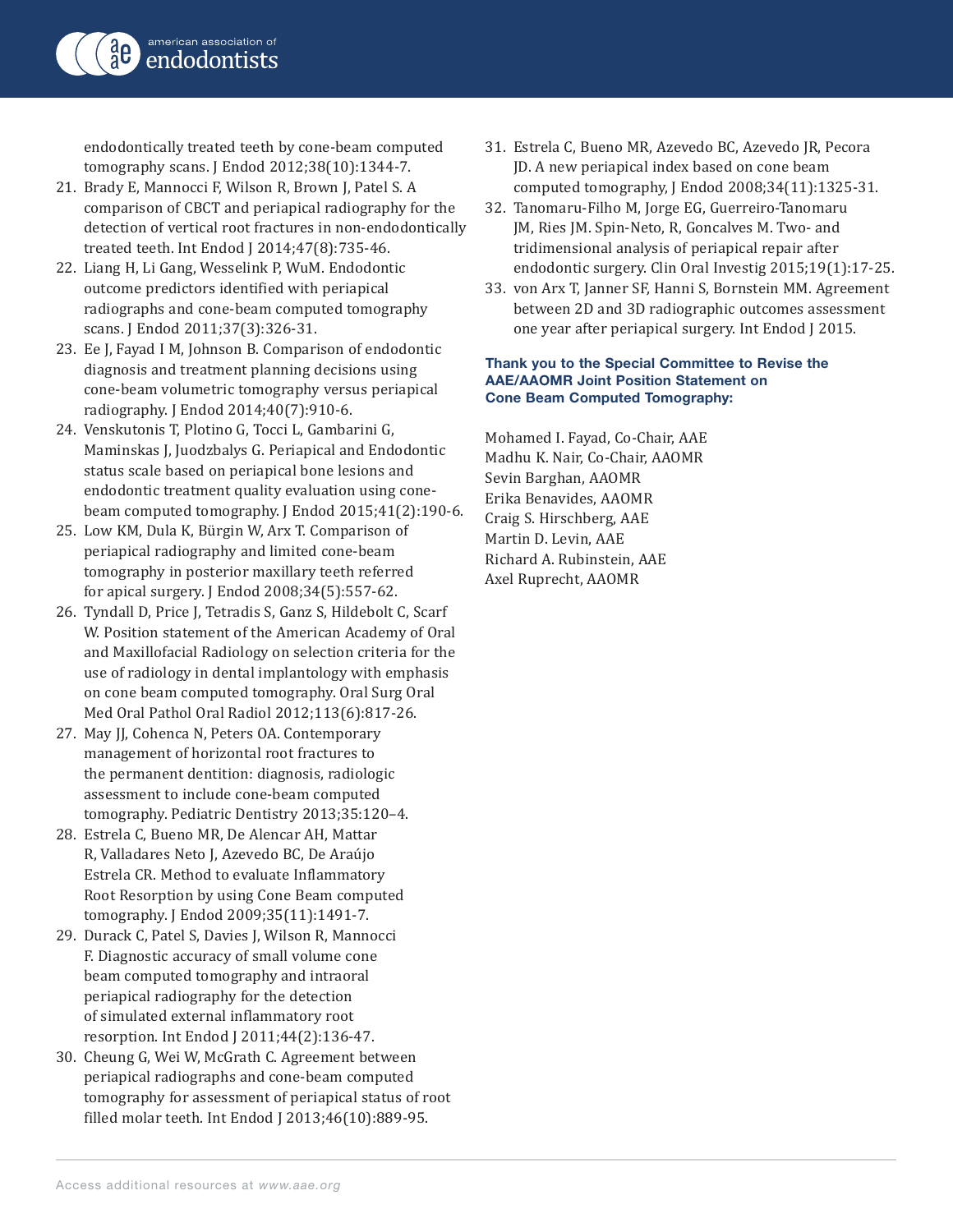endodontically treated teeth by cone-beam computed tomography scans. J Endod 2012;38(10):1344-7.

21. Brady E, Mannocci F, Wilson R, Brown J, Patel S. A comparison of CBCT and periapical radiography for the detection of vertical root fractures in non-endodontically treated teeth. Int Endod J 2014;47(8):735-46.
22. Liang H, Li Gang, Wesselink P, WuM. Endodontic outcome predictors identified with periapical radiographs and cone-beam computed tomography scans. J Endod 2011;37(3):326-31.
23. Ee J, Fayad I M, Johnson B. Comparison of endodontic diagnosis and treatment planning decisions using cone-beam volumetric tomography versus periapical radiography. J Endod 2014;40(7):910-6.
24. Venskutonis T, Plotino G, Tocci L, Gambarini G, Maminskas J, Juodzbalys G. Periapical and Endodontic status scale based on periapical bone lesions and endodontic treatment quality evaluation using cone-beam computed tomography. J Endod 2015;41(2):190-6.
25. Low KM, Dula K, Bürgin W, Arx T. Comparison of periapical radiography and limited cone-beam tomography in posterior maxillary teeth referred for apical surgery. J Endod 2008;34(5):557-62.
26. Tyndall D, Price J, Tetradis S, Ganz S, Hildebolt C, Scarf W. Position statement of the American Academy of Oral and Maxillofacial Radiology on selection criteria for the use of radiology in dental implantology with emphasis on cone beam computed tomography. Oral Surg Oral Med Oral Pathol Oral Radiol 2012;113(6):817-26.
27. May JJ, Cohenca N, Peters OA. Contemporary management of horizontal root fractures to the permanent dentition: diagnosis, radiologic assessment to include cone-beam computed tomography. Pediatric Dentistry 2013;35:120–4.
28. Estrela C, Bueno MR, De Alencar AH, Mattar R, Valladares Neto J, Azevedo BC, De Araújo Estrela CR. Method to evaluate Inflammatory Root Resorption by using Cone Beam computed tomography. J Endod 2009;35(11):1491-7.
29. Durack C, Patel S, Davies J, Wilson R, Mannocci F. Diagnostic accuracy of small volume cone beam computed tomography and intraoral periapical radiography for the detection of simulated external inflammatory root resorption. Int Endod J 2011;44(2):136-47.
30. Cheung G, Wei W, McGrath C. Agreement between periapical radiographs and cone-beam computed tomography for assessment of periapical status of root filled molar teeth. Int Endod J 2013;46(10):889-95.
31. Estrela C, Bueno MR, Azevedo BC, Azevedo JR, Pecora JD. A new periapical index based on cone beam computed tomography, J Endod 2008;34(11):1325-31.
32. Tanomaru-Filho M, Jorge EG, Guerreiro-Tanomaru JM, Ries JM. Spin-Neto, R, Goncalves M. Two- and tridimensional analysis of periapical repair after endodontic surgery. Clin Oral Investig 2015;19(1):17-25.
33. von Arx T, Janner SF, Hanni S, Bornstein MM. Agreement between 2D and 3D radiographic outcomes assessment one year after periapical surgery. Int Endod J 2015.

**Thank you to the Special Committee to Revise the AAE/AAOMR Joint Position Statement on Cone Beam Computed Tomography:**

Mohamed I. Fayad, Co-Chair, AAE
Madhu K. Nair, Co-Chair, AAOMR
Sevin Barghan, AAOMR
Erika Benavides, AAOMR
Craig S. Hirschberg, AAE
Martin D. Levin, AAE
Richard A. Rubinstein, AAE
Axel Ruprecht, AAOMR